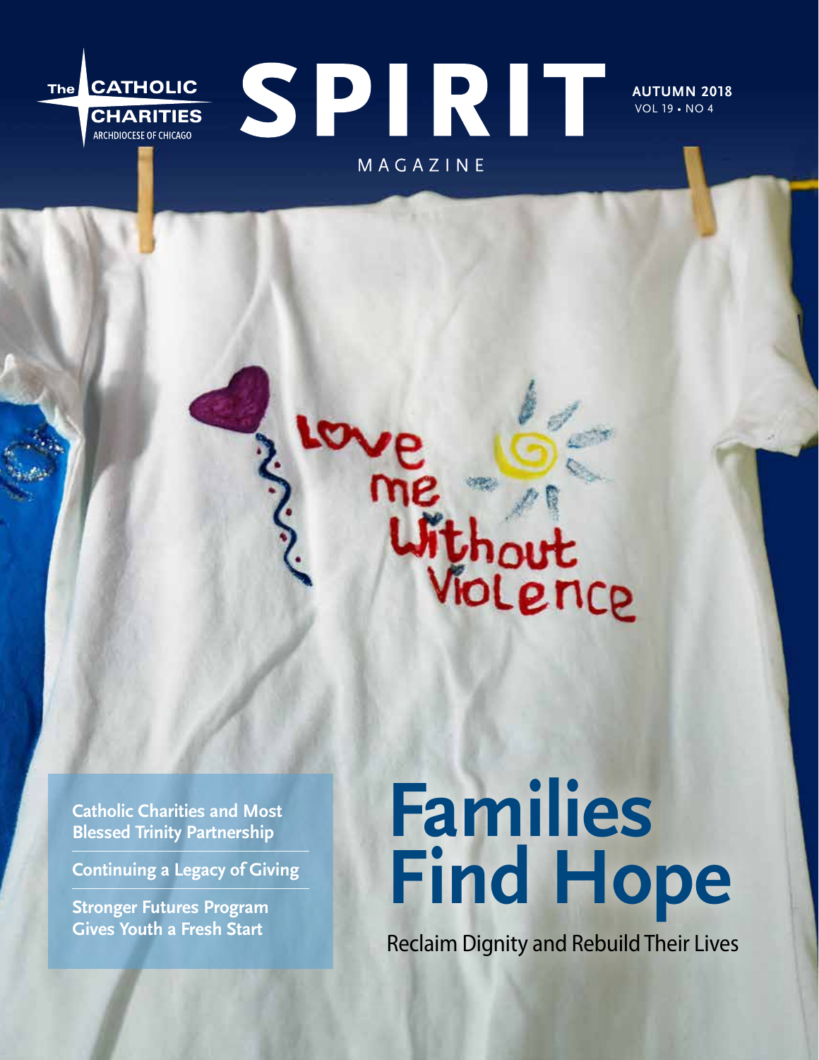The CATHOLIC CHARITIES
ARCHDIOCESE OF CHICAGO

# SPIRIT

MAGAZINE

**AUTUMN 2018**
VOL 19 • NO 4

Love me Without Violence

**Catholic Charities and Most Blessed Trinity Partnership**

**Continuing a Legacy of Giving**

**Stronger Futures Program Gives Youth a Fresh Start**

# Families Find Hope

Reclaim Dignity and Rebuild Their Lives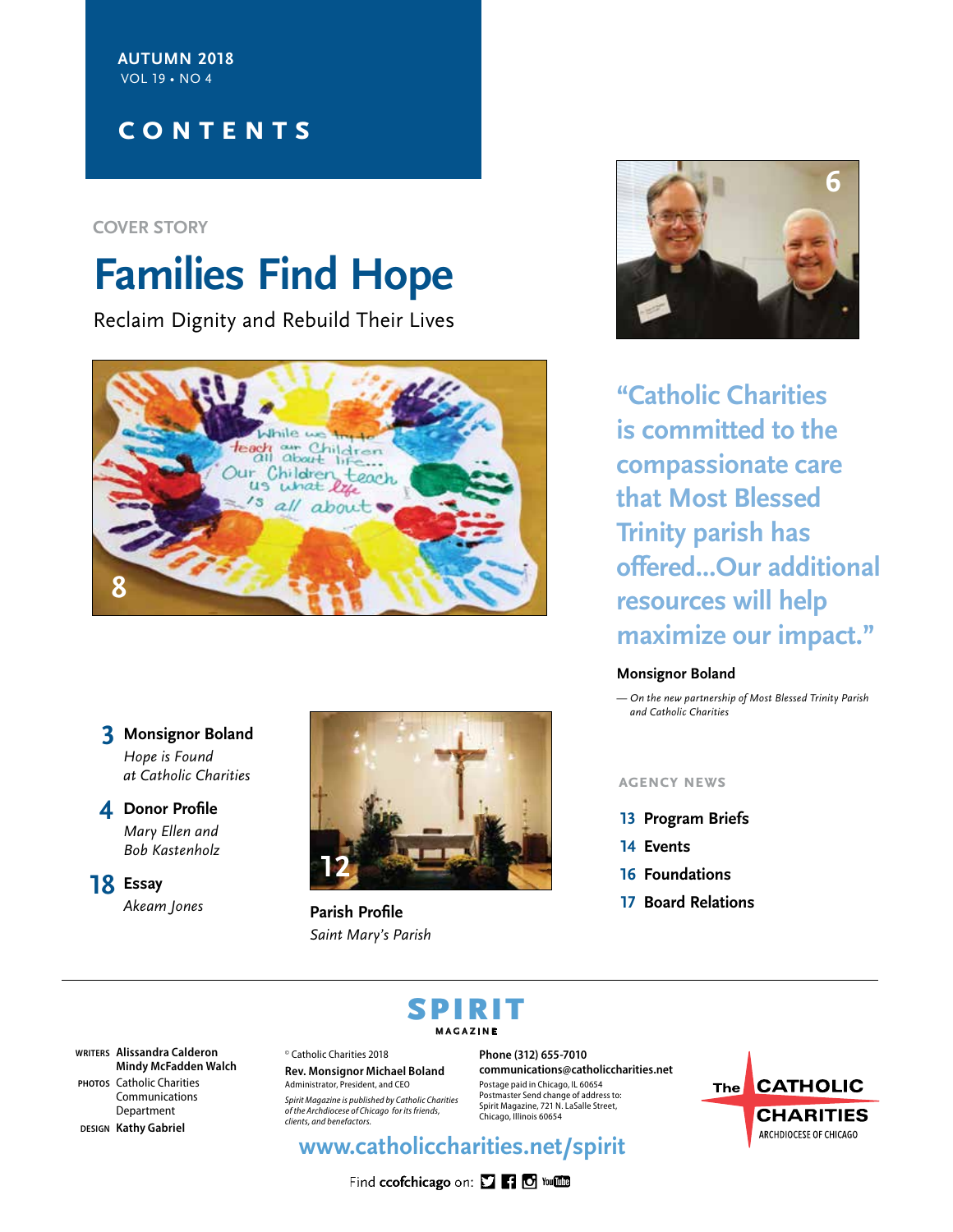**AUTUMN 2018**
VOL 19 • NO 4

# CONTENTS

COVER STORY

## Families Find Hope

Reclaim Dignity and Rebuild Their Lives

8

6

> "Catholic Charities is committed to the compassionate care that Most Blessed Trinity parish has offered...Our additional resources will help maximize our impact."

**Monsignor Boland**

*— On the new partnership of Most Blessed Trinity Parish and Catholic Charities*

**3 Monsignor Boland**
*Hope is Found at Catholic Charities*

**4 Donor Profile**
*Mary Ellen and Bob Kastenholz*

**18 Essay**
*Akeam Jones*

12

**Parish Profile**
*Saint Mary's Parish*

AGENCY NEWS

- **13 Program Briefs**
- **14 Events**
- **16 Foundations**
- **17 Board Relations**

---

**SPIRIT** MAGAZINE

WRITERS **Alissandra Calderon**
**Mindy McFadden Walch**
PHOTOS Catholic Charities Communications Department
DESIGN **Kathy Gabriel**

© Catholic Charities 2018
**Rev. Monsignor Michael Boland**
Administrator, President, and CEO
*Spirit Magazine is published by Catholic Charities of the Archdiocese of Chicago for its friends, clients, and benefactors.*

**Phone (312) 655-7010**
**communications@catholiccharities.net**
Postage paid in Chicago, IL 60654
Postmaster Send change of address to:
Spirit Magazine, 721 N. LaSalle Street,
Chicago, Illinois 60654

The CATHOLIC CHARITIES ARCHDIOCESE OF CHICAGO

**www.catholiccharities.net/spirit**

Find **ccofchicago** on: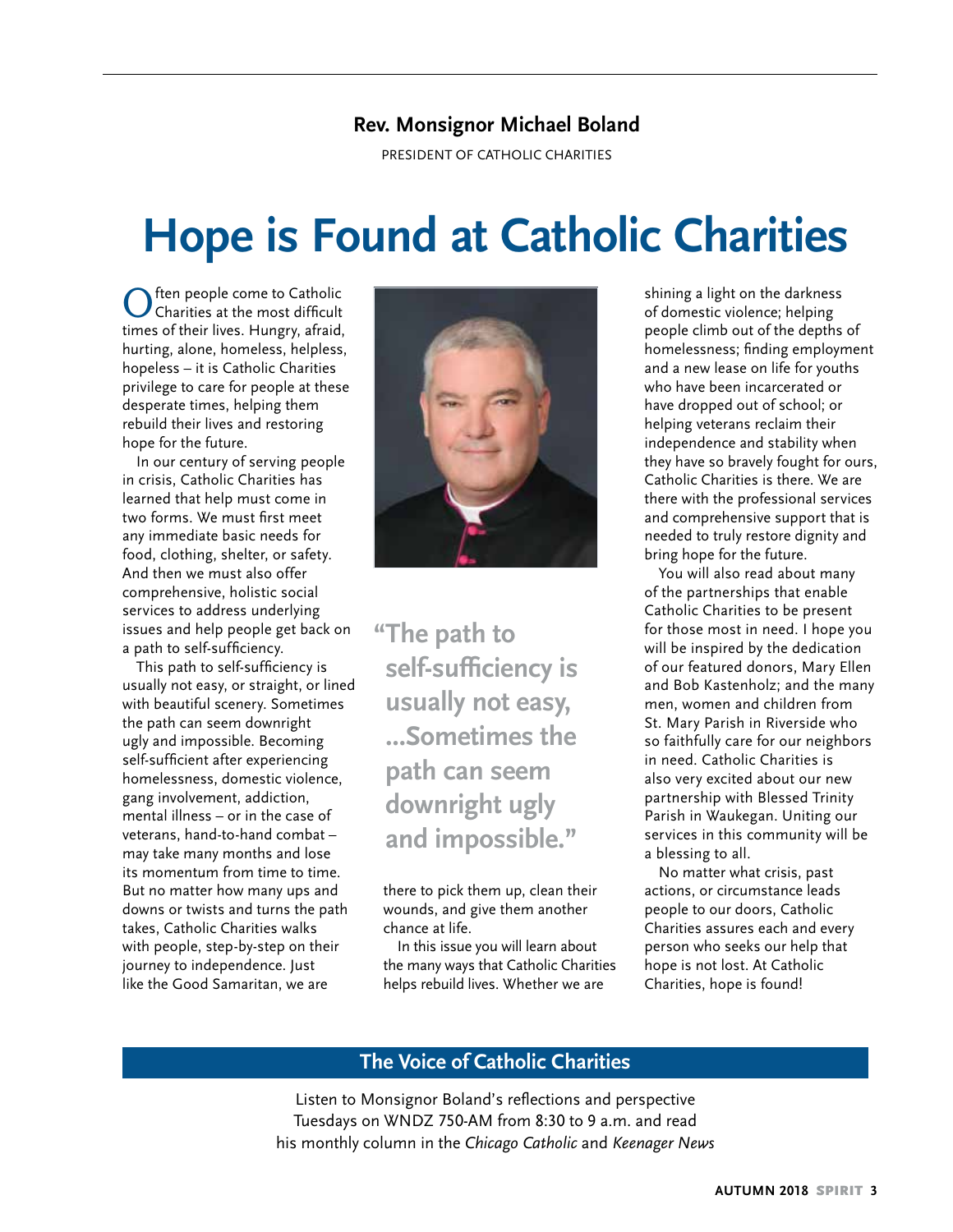**Rev. Monsignor Michael Boland**

PRESIDENT OF CATHOLIC CHARITIES

# Hope is Found at Catholic Charities

Often people come to Catholic Charities at the most difficult times of their lives. Hungry, afraid, hurting, alone, homeless, helpless, hopeless – it is Catholic Charities privilege to care for people at these desperate times, helping them rebuild their lives and restoring hope for the future.

In our century of serving people in crisis, Catholic Charities has learned that help must come in two forms. We must first meet any immediate basic needs for food, clothing, shelter, or safety. And then we must also offer comprehensive, holistic social services to address underlying issues and help people get back on a path to self-sufficiency.

This path to self-sufficiency is usually not easy, or straight, or lined with beautiful scenery. Sometimes the path can seem downright ugly and impossible. Becoming self-sufficient after experiencing homelessness, domestic violence, gang involvement, addiction, mental illness – or in the case of veterans, hand-to-hand combat – may take many months and lose its momentum from time to time. But no matter how many ups and downs or twists and turns the path takes, Catholic Charities walks with people, step-by-step on their journey to independence. Just like the Good Samaritan, we are there to pick them up, clean their wounds, and give them another chance at life.

> **"The path to self-sufficiency is usually not easy, ...Sometimes the path can seem downright ugly and impossible."**

In this issue you will learn about the many ways that Catholic Charities helps rebuild lives. Whether we are shining a light on the darkness of domestic violence; helping people climb out of the depths of homelessness; finding employment and a new lease on life for youths who have been incarcerated or have dropped out of school; or helping veterans reclaim their independence and stability when they have so bravely fought for ours, Catholic Charities is there. We are there with the professional services and comprehensive support that is needed to truly restore dignity and bring hope for the future.

You will also read about many of the partnerships that enable Catholic Charities to be present for those most in need. I hope you will be inspired by the dedication of our featured donors, Mary Ellen and Bob Kastenholz; and the many men, women and children from St. Mary Parish in Riverside who so faithfully care for our neighbors in need. Catholic Charities is also very excited about our new partnership with Blessed Trinity Parish in Waukegan. Uniting our services in this community will be a blessing to all.

No matter what crisis, past actions, or circumstance leads people to our doors, Catholic Charities assures each and every person who seeks our help that hope is not lost. At Catholic Charities, hope is found!

## The Voice of Catholic Charities

Listen to Monsignor Boland's reflections and perspective Tuesdays on WNDZ 750-AM from 8:30 to 9 a.m. and read his monthly column in the *Chicago Catholic* and *Keenager News*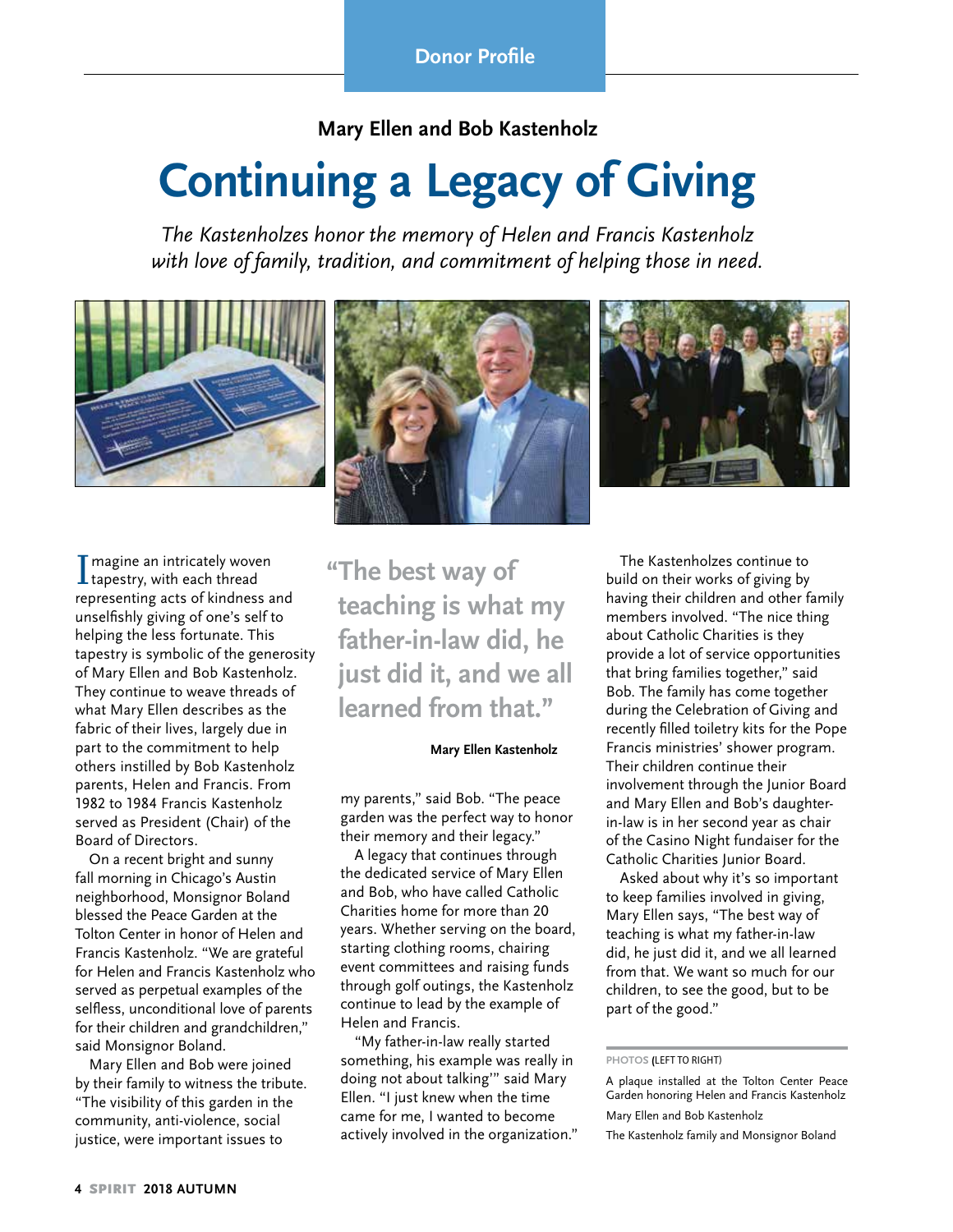Donor Profile

**Mary Ellen and Bob Kastenholz**

# Continuing a Legacy of Giving

*The Kastenholzes honor the memory of Helen and Francis Kastenholz with love of family, tradition, and commitment of helping those in need.*

Imagine an intricately woven tapestry, with each thread representing acts of kindness and unselfishly giving of one's self to helping the less fortunate. This tapestry is symbolic of the generosity of Mary Ellen and Bob Kastenholz. They continue to weave threads of what Mary Ellen describes as the fabric of their lives, largely due in part to the commitment to help others instilled by Bob Kastenholz parents, Helen and Francis. From 1982 to 1984 Francis Kastenholz served as President (Chair) of the Board of Directors.

On a recent bright and sunny fall morning in Chicago's Austin neighborhood, Monsignor Boland blessed the Peace Garden at the Tolton Center in honor of Helen and Francis Kastenholz. "We are grateful for Helen and Francis Kastenholz who served as perpetual examples of the selfless, unconditional love of parents for their children and grandchildren," said Monsignor Boland.

Mary Ellen and Bob were joined by their family to witness the tribute. "The visibility of this garden in the community, anti-violence, social justice, were important issues to my parents," said Bob. "The peace garden was the perfect way to honor their memory and their legacy."

> **"The best way of teaching is what my father-in-law did, he just did it, and we all learned from that."**
>
> **Mary Ellen Kastenholz**

A legacy that continues through the dedicated service of Mary Ellen and Bob, who have called Catholic Charities home for more than 20 years. Whether serving on the board, starting clothing rooms, chairing event committees and raising funds through golf outings, the Kastenholz continue to lead by the example of Helen and Francis.

"My father-in-law really started something, his example was really in doing not about talking'" said Mary Ellen. "I just knew when the time came for me, I wanted to become actively involved in the organization."

The Kastenholzes continue to build on their works of giving by having their children and other family members involved. "The nice thing about Catholic Charities is they provide a lot of service opportunities that bring families together," said Bob. The family has come together during the Celebration of Giving and recently filled toiletry kits for the Pope Francis ministries' shower program. Their children continue their involvement through the Junior Board and Mary Ellen and Bob's daughter-in-law is in her second year as chair of the Casino Night fundaiser for the Catholic Charities Junior Board.

Asked about why it's so important to keep families involved in giving, Mary Ellen says, "The best way of teaching is what my father-in-law did, he just did it, and we all learned from that. We want so much for our children, to see the good, but to be part of the good."

**PHOTOS** (LEFT TO RIGHT)

A plaque installed at the Tolton Center Peace Garden honoring Helen and Francis Kastenholz

Mary Ellen and Bob Kastenholz

The Kastenholz family and Monsignor Boland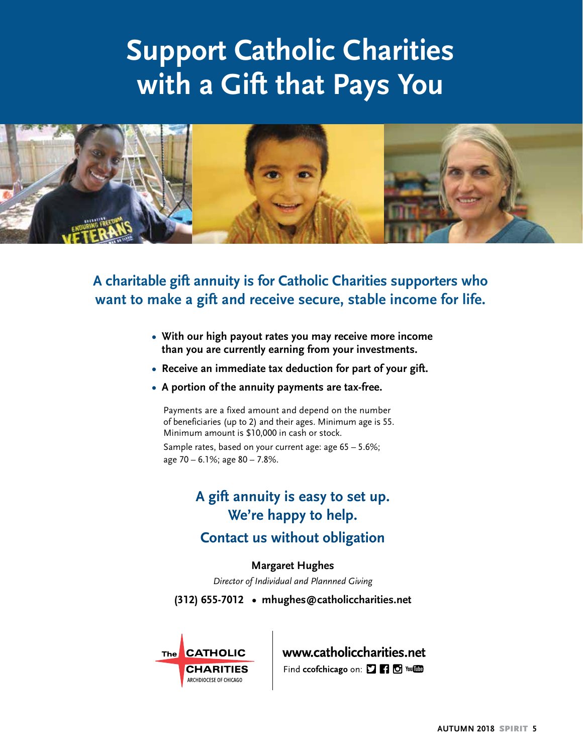# Support Catholic Charities with a Gift that Pays You

## A charitable gift annuity is for Catholic Charities supporters who want to make a gift and receive secure, stable income for life.

- **With our high payout rates you may receive more income than you are currently earning from your investments.**
- **Receive an immediate tax deduction for part of your gift.**
- **A portion of the annuity payments are tax-free.**

Payments are a fixed amount and depend on the number of beneficiaries (up to 2) and their ages. Minimum age is 55. Minimum amount is $10,000 in cash or stock.

Sample rates, based on your current age: age 65 – 5.6%; age 70 – 6.1%; age 80 – 7.8%.

## A gift annuity is easy to set up. We're happy to help.

## Contact us without obligation

**Margaret Hughes**

*Director of Individual and Plannned Giving*

**(312) 655-7012 • mhughes@catholiccharities.net**

The CATHOLIC CHARITIES ARCHDIOCESE OF CHICAGO

**www.catholiccharities.net**

Find **ccofchicago** on: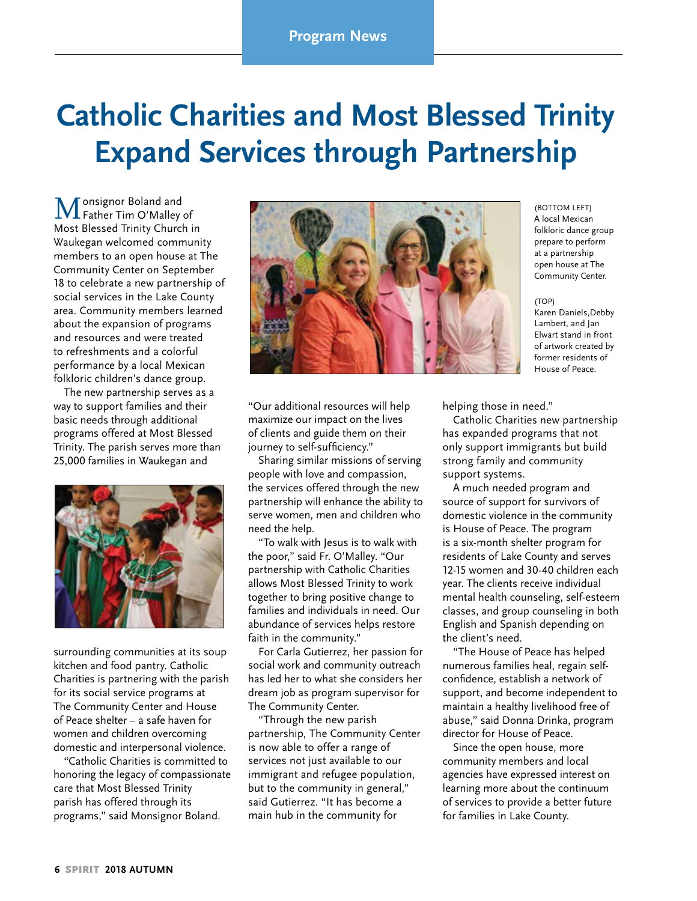Program News

# Catholic Charities and Most Blessed Trinity Expand Services through Partnership

Monsignor Boland and Father Tim O'Malley of Most Blessed Trinity Church in Waukegan welcomed community members to an open house at The Community Center on September 18 to celebrate a new partnership of social services in the Lake County area. Community members learned about the expansion of programs and resources and were treated to refreshments and a colorful performance by a local Mexican folkloric children's dance group.

The new partnership serves as a way to support families and their basic needs through additional programs offered at Most Blessed Trinity. The parish serves more than 25,000 families in Waukegan and surrounding communities at its soup kitchen and food pantry. Catholic Charities is partnering with the parish for its social service programs at The Community Center and House of Peace shelter – a safe haven for women and children overcoming domestic and interpersonal violence.

"Catholic Charities is committed to honoring the legacy of compassionate care that Most Blessed Trinity parish has offered through its programs," said Monsignor Boland. "Our additional resources will help maximize our impact on the lives of clients and guide them on their journey to self-sufficiency."

Sharing similar missions of serving people with love and compassion, the services offered through the new partnership will enhance the ability to serve women, men and children who need the help.

"To walk with Jesus is to walk with the poor," said Fr. O'Malley. "Our partnership with Catholic Charities allows Most Blessed Trinity to work together to bring positive change to families and individuals in need. Our abundance of services helps restore faith in the community."

For Carla Gutierrez, her passion for social work and community outreach has led her to what she considers her dream job as program supervisor for The Community Center.

"Through the new parish partnership, The Community Center is now able to offer a range of services not just available to our immigrant and refugee population, but to the community in general," said Gutierrez. "It has become a main hub in the community for helping those in need."

Catholic Charities new partnership has expanded programs that not only support immigrants but build strong family and community support systems.

A much needed program and source of support for survivors of domestic violence in the community is House of Peace. The program is a six-month shelter program for residents of Lake County and serves 12-15 women and 30-40 children each year. The clients receive individual mental health counseling, self-esteem classes, and group counseling in both English and Spanish depending on the client's need.

"The House of Peace has helped numerous families heal, regain self-confidence, establish a network of support, and become independent to maintain a healthy livelihood free of abuse," said Donna Drinka, program director for House of Peace.

Since the open house, more community members and local agencies have expressed interest on learning more about the continuum of services to provide a better future for families in Lake County.

(BOTTOM LEFT)
A local Mexican folkloric dance group prepare to perform at a partnership open house at The Community Center.

(TOP)
Karen Daniels, Debby Lambert, and Jan Elwart stand in front of artwork created by former residents of House of Peace.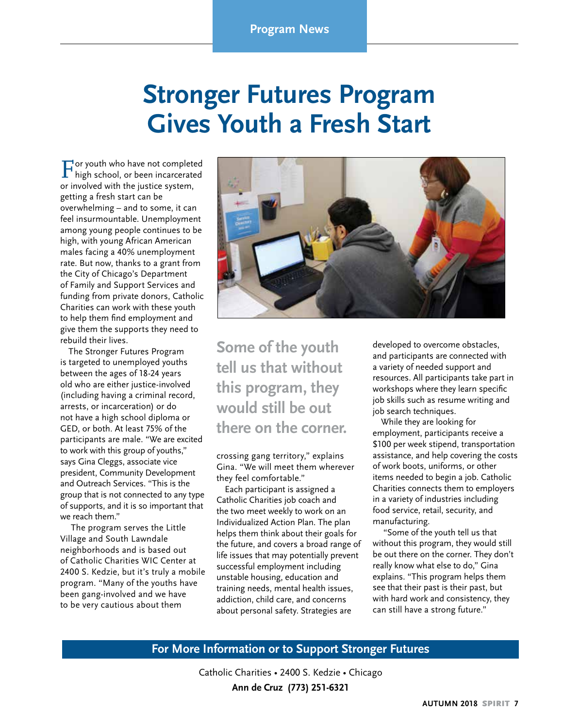Program News

# Stronger Futures Program Gives Youth a Fresh Start

For youth who have not completed high school, or been incarcerated or involved with the justice system, getting a fresh start can be overwhelming – and to some, it can feel insurmountable. Unemployment among young people continues to be high, with young African American males facing a 40% unemployment rate. But now, thanks to a grant from the City of Chicago's Department of Family and Support Services and funding from private donors, Catholic Charities can work with these youth to help them find employment and give them the supports they need to rebuild their lives.

The Stronger Futures Program is targeted to unemployed youths between the ages of 18-24 years old who are either justice-involved (including having a criminal record, arrests, or incarceration) or do not have a high school diploma or GED, or both. At least 75% of the participants are male. "We are excited to work with this group of youths," says Gina Cleggs, associate vice president, Community Development and Outreach Services. "This is the group that is not connected to any type of supports, and it is so important that we reach them."

The program serves the Little Village and South Lawndale neighborhoods and is based out of Catholic Charities WIC Center at 2400 S. Kedzie, but it's truly a mobile program. "Many of the youths have been gang-involved and we have to be very cautious about them crossing gang territory," explains Gina. "We will meet them wherever they feel comfortable."

**Some of the youth tell us that without this program, they would still be out there on the corner.**

Each participant is assigned a Catholic Charities job coach and the two meet weekly to work on an Individualized Action Plan. The plan helps them think about their goals for the future, and covers a broad range of life issues that may potentially prevent successful employment including unstable housing, education and training needs, mental health issues, addiction, child care, and concerns about personal safety. Strategies are developed to overcome obstacles, and participants are connected with a variety of needed support and resources. All participants take part in workshops where they learn specific job skills such as resume writing and job search techniques.

While they are looking for employment, participants receive a $100 per week stipend, transportation assistance, and help covering the costs of work boots, uniforms, or other items needed to begin a job. Catholic Charities connects them to employers in a variety of industries including food service, retail, security, and manufacturing.

"Some of the youth tell us that without this program, they would still be out there on the corner. They don't really know what else to do," Gina explains. "This program helps them see that their past is their past, but with hard work and consistency, they can still have a strong future."

## For More Information or to Support Stronger Futures

Catholic Charities • 2400 S. Kedzie • Chicago

**Ann de Cruz (773) 251-6321**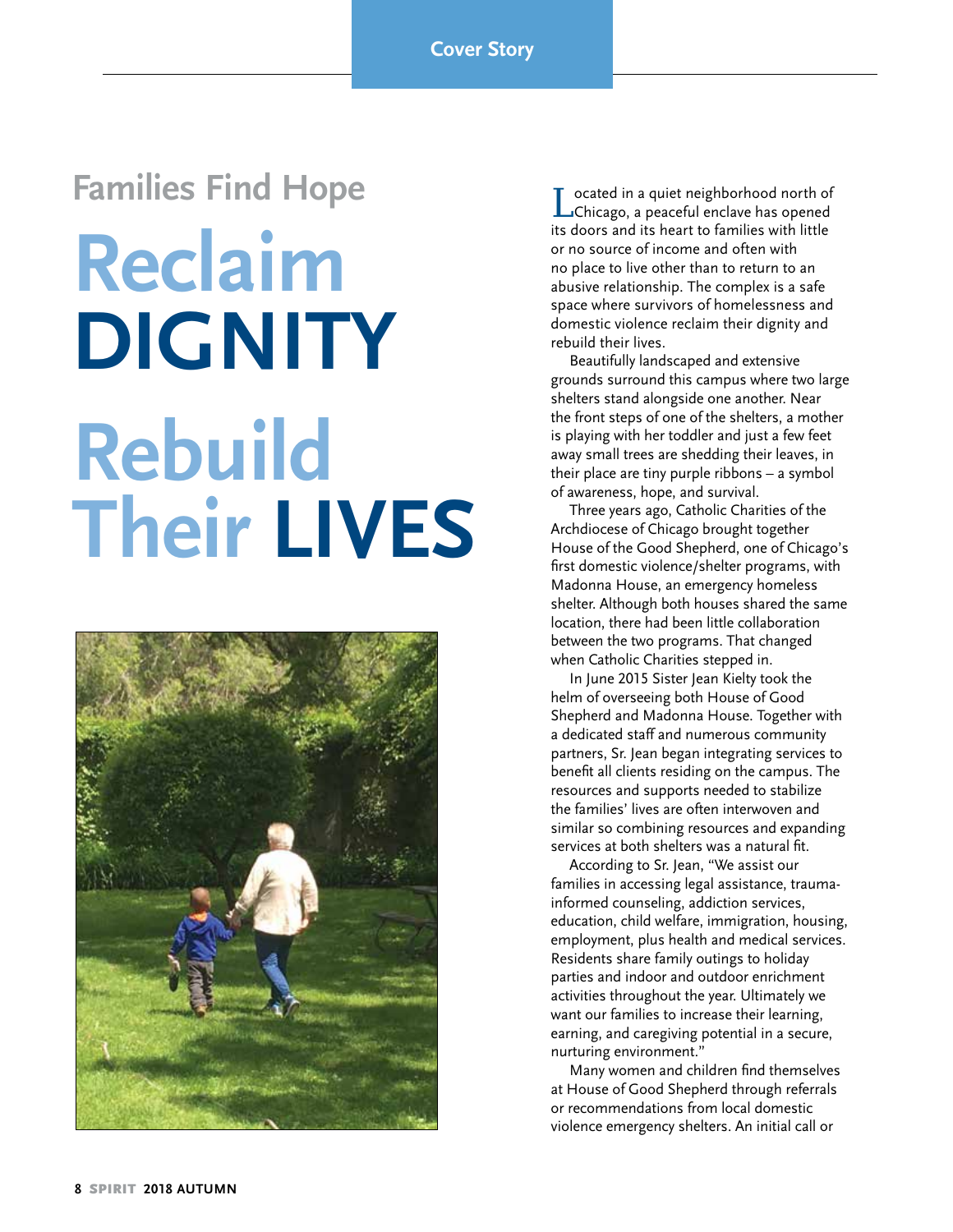Cover Story

## Families Find Hope

# Reclaim DIGNITY Rebuild Their LIVES

Located in a quiet neighborhood north of Chicago, a peaceful enclave has opened its doors and its heart to families with little or no source of income and often with no place to live other than to return to an abusive relationship. The complex is a safe space where survivors of homelessness and domestic violence reclaim their dignity and rebuild their lives.

Beautifully landscaped and extensive grounds surround this campus where two large shelters stand alongside one another. Near the front steps of one of the shelters, a mother is playing with her toddler and just a few feet away small trees are shedding their leaves, in their place are tiny purple ribbons – a symbol of awareness, hope, and survival.

Three years ago, Catholic Charities of the Archdiocese of Chicago brought together House of the Good Shepherd, one of Chicago's first domestic violence/shelter programs, with Madonna House, an emergency homeless shelter. Although both houses shared the same location, there had been little collaboration between the two programs. That changed when Catholic Charities stepped in.

In June 2015 Sister Jean Kielty took the helm of overseeing both House of Good Shepherd and Madonna House. Together with a dedicated staff and numerous community partners, Sr. Jean began integrating services to benefit all clients residing on the campus. The resources and supports needed to stabilize the families' lives are often interwoven and similar so combining resources and expanding services at both shelters was a natural fit.

According to Sr. Jean, "We assist our families in accessing legal assistance, trauma-informed counseling, addiction services, education, child welfare, immigration, housing, employment, plus health and medical services. Residents share family outings to holiday parties and indoor and outdoor enrichment activities throughout the year. Ultimately we want our families to increase their learning, earning, and caregiving potential in a secure, nurturing environment."

Many women and children find themselves at House of Good Shepherd through referrals or recommendations from local domestic violence emergency shelters. An initial call or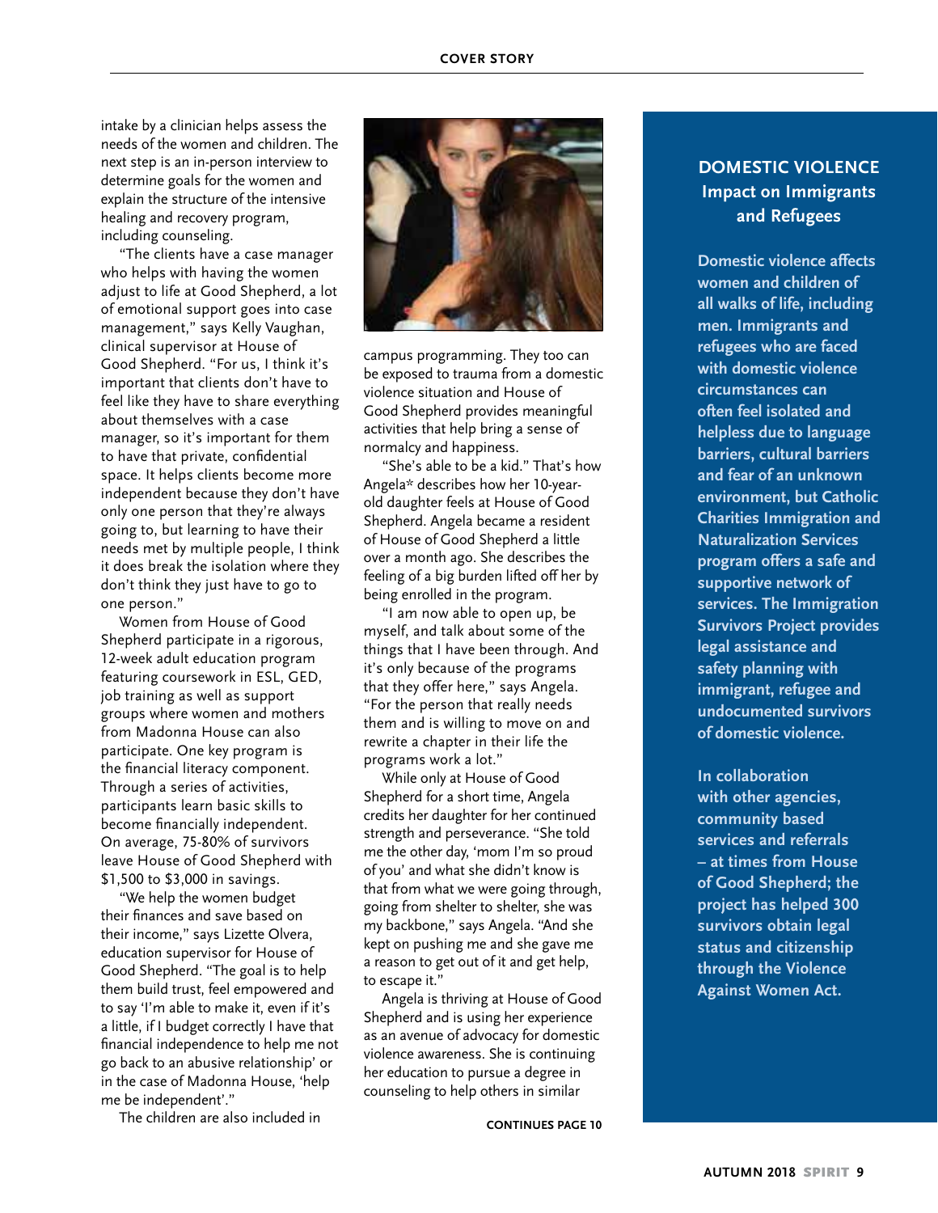intake by a clinician helps assess the needs of the women and children. The next step is an in-person interview to determine goals for the women and explain the structure of the intensive healing and recovery program, including counseling.

"The clients have a case manager who helps with having the women adjust to life at Good Shepherd, a lot of emotional support goes into case management," says Kelly Vaughan, clinical supervisor at House of Good Shepherd. "For us, I think it's important that clients don't have to feel like they have to share everything about themselves with a case manager, so it's important for them to have that private, confidential space. It helps clients become more independent because they don't have only one person that they're always going to, but learning to have their needs met by multiple people, I think it does break the isolation where they don't think they just have to go to one person."

Women from House of Good Shepherd participate in a rigorous, 12-week adult education program featuring coursework in ESL, GED, job training as well as support groups where women and mothers from Madonna House can also participate. One key program is the financial literacy component. Through a series of activities, participants learn basic skills to become financially independent. On average, 75-80% of survivors leave House of Good Shepherd with $1,500 to $3,000 in savings.

"We help the women budget their finances and save based on their income," says Lizette Olvera, education supervisor for House of Good Shepherd. "The goal is to help them build trust, feel empowered and to say 'I'm able to make it, even if it's a little, if I budget correctly I have that financial independence to help me not go back to an abusive relationship' or in the case of Madonna House, 'help me be independent'."

The children are also included in campus programming. They too can be exposed to trauma from a domestic violence situation and House of Good Shepherd provides meaningful activities that help bring a sense of normalcy and happiness.

"She's able to be a kid." That's how Angela* describes how her 10-year-old daughter feels at House of Good Shepherd. Angela became a resident of House of Good Shepherd a little over a month ago. She describes the feeling of a big burden lifted off her by being enrolled in the program.

"I am now able to open up, be myself, and talk about some of the things that I have been through. And it's only because of the programs that they offer here," says Angela. "For the person that really needs them and is willing to move on and rewrite a chapter in their life the programs work a lot."

While only at House of Good Shepherd for a short time, Angela credits her daughter for her continued strength and perseverance. "She told me the other day, 'mom I'm so proud of you' and what she didn't know is that from what we were going through, going from shelter to shelter, she was my backbone," says Angela. "And she kept on pushing me and she gave me a reason to get out of it and get help, to escape it."

Angela is thriving at House of Good Shepherd and is using her experience as an avenue of advocacy for domestic violence awareness. She is continuing her education to pursue a degree in counseling to help others in similar

**CONTINUES PAGE 10**

## DOMESTIC VIOLENCE Impact on Immigrants and Refugees

**Domestic violence affects women and children of all walks of life, including men. Immigrants and refugees who are faced with domestic violence circumstances can often feel isolated and helpless due to language barriers, cultural barriers and fear of an unknown environment, but Catholic Charities Immigration and Naturalization Services program offers a safe and supportive network of services. The Immigration Survivors Project provides legal assistance and safety planning with immigrant, refugee and undocumented survivors of domestic violence.**

**In collaboration with other agencies, community based services and referrals – at times from House of Good Shepherd; the project has helped 300 survivors obtain legal status and citizenship through the Violence Against Women Act.**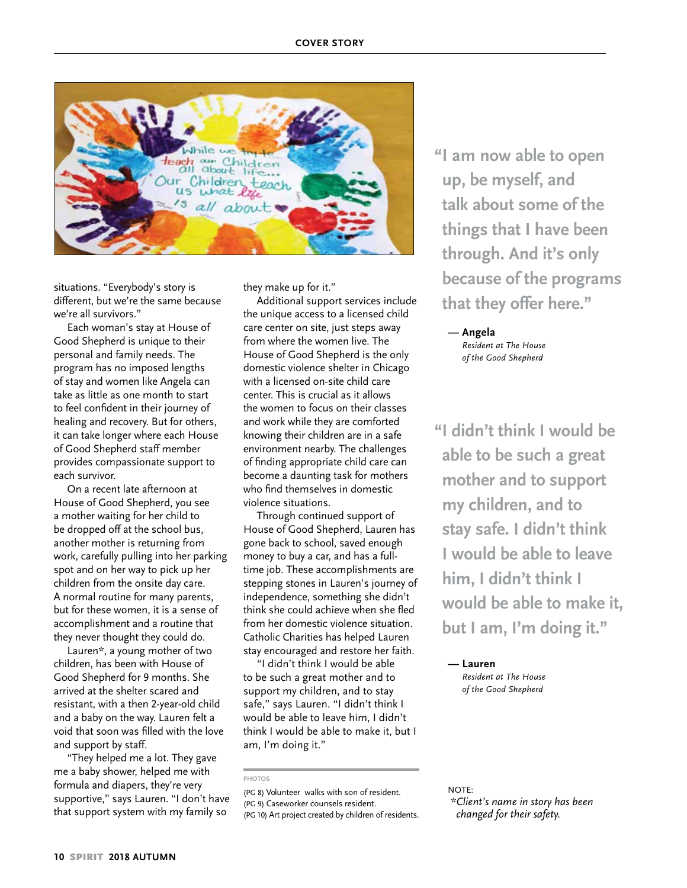situations. "Everybody's story is different, but we're the same because we're all survivors."

Each woman's stay at House of Good Shepherd is unique to their personal and family needs. The program has no imposed lengths of stay and women like Angela can take as little as one month to start to feel confident in their journey of healing and recovery. But for others, it can take longer where each House of Good Shepherd staff member provides compassionate support to each survivor.

On a recent late afternoon at House of Good Shepherd, you see a mother waiting for her child to be dropped off at the school bus, another mother is returning from work, carefully pulling into her parking spot and on her way to pick up her children from the onsite day care. A normal routine for many parents, but for these women, it is a sense of accomplishment and a routine that they never thought they could do.

Lauren*, a young mother of two children, has been with House of Good Shepherd for 9 months. She arrived at the shelter scared and resistant, with a then 2-year-old child and a baby on the way. Lauren felt a void that soon was filled with the love and support by staff.

"They helped me a lot. They gave me a baby shower, helped me with formula and diapers, they're very supportive," says Lauren. "I don't have that support system with my family so they make up for it."

Additional support services include the unique access to a licensed child care center on site, just steps away from where the women live. The House of Good Shepherd is the only domestic violence shelter in Chicago with a licensed on-site child care center. This is crucial as it allows the women to focus on their classes and work while they are comforted knowing their children are in a safe environment nearby. The challenges of finding appropriate child care can become a daunting task for mothers who find themselves in domestic violence situations.

Through continued support of House of Good Shepherd, Lauren has gone back to school, saved enough money to buy a car, and has a full-time job. These accomplishments are stepping stones in Lauren's journey of independence, something she didn't think she could achieve when she fled from her domestic violence situation. Catholic Charities has helped Lauren stay encouraged and restore her faith.

"I didn't think I would be able to be such a great mother and to support my children, and to stay safe," says Lauren. "I didn't think I would be able to leave him, I didn't think I would be able to make it, but I am, I'm doing it."

**PHOTOS**

(PG 8) Volunteer walks with son of resident.
(PG 9) Caseworker counsels resident.
(PG 10) Art project created by children of residents.

> **"I am now able to open up, be myself, and talk about some of the things that I have been through. And it's only because of the programs that they offer here."**
>
> — **Angela**
> *Resident at The House of the Good Shepherd*

> **"I didn't think I would be able to be such a great mother and to support my children, and to stay safe. I didn't think I would be able to leave him, I didn't think I would be able to make it, but I am, I'm doing it."**
>
> — **Lauren**
> *Resident at The House of the Good Shepherd*

NOTE:
*\*Client's name in story has been changed for their safety.*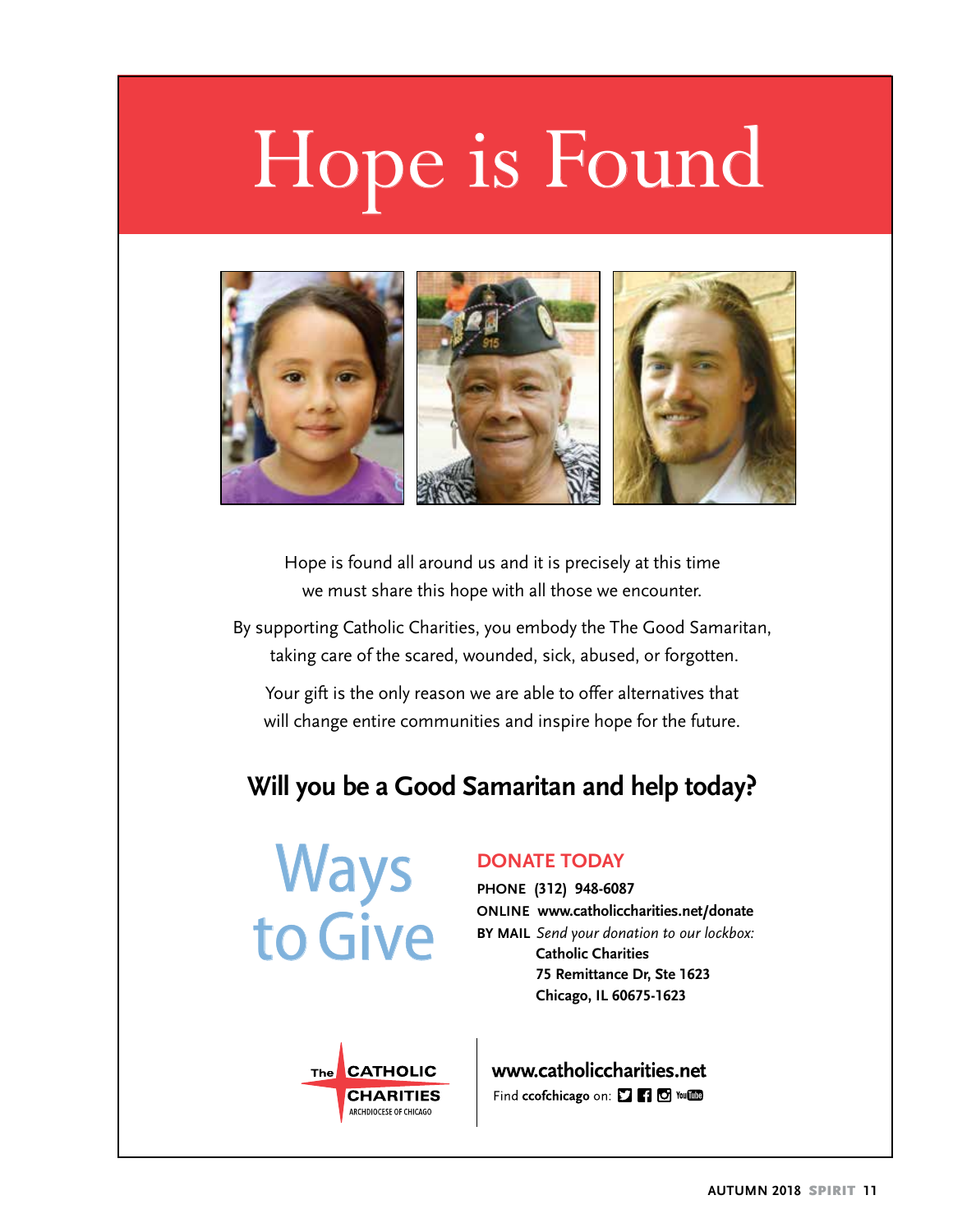# Hope is Found

Hope is found all around us and it is precisely at this time we must share this hope with all those we encounter.

By supporting Catholic Charities, you embody the The Good Samaritan, taking care of the scared, wounded, sick, abused, or forgotten.

Your gift is the only reason we are able to offer alternatives that will change entire communities and inspire hope for the future.

## Will you be a Good Samaritan and help today?

## Ways to Give

### DONATE TODAY

**PHONE** **(312) 948-6087**

**ONLINE** **www.catholiccharities.net/donate**

**BY MAIL** *Send your donation to our lockbox:*
**Catholic Charities**
**75 Remittance Dr, Ste 1623**
**Chicago, IL 60675-1623**

The CATHOLIC CHARITIES
ARCHDIOCESE OF CHICAGO

**www.catholiccharities.net**

Find **ccofchicago** on: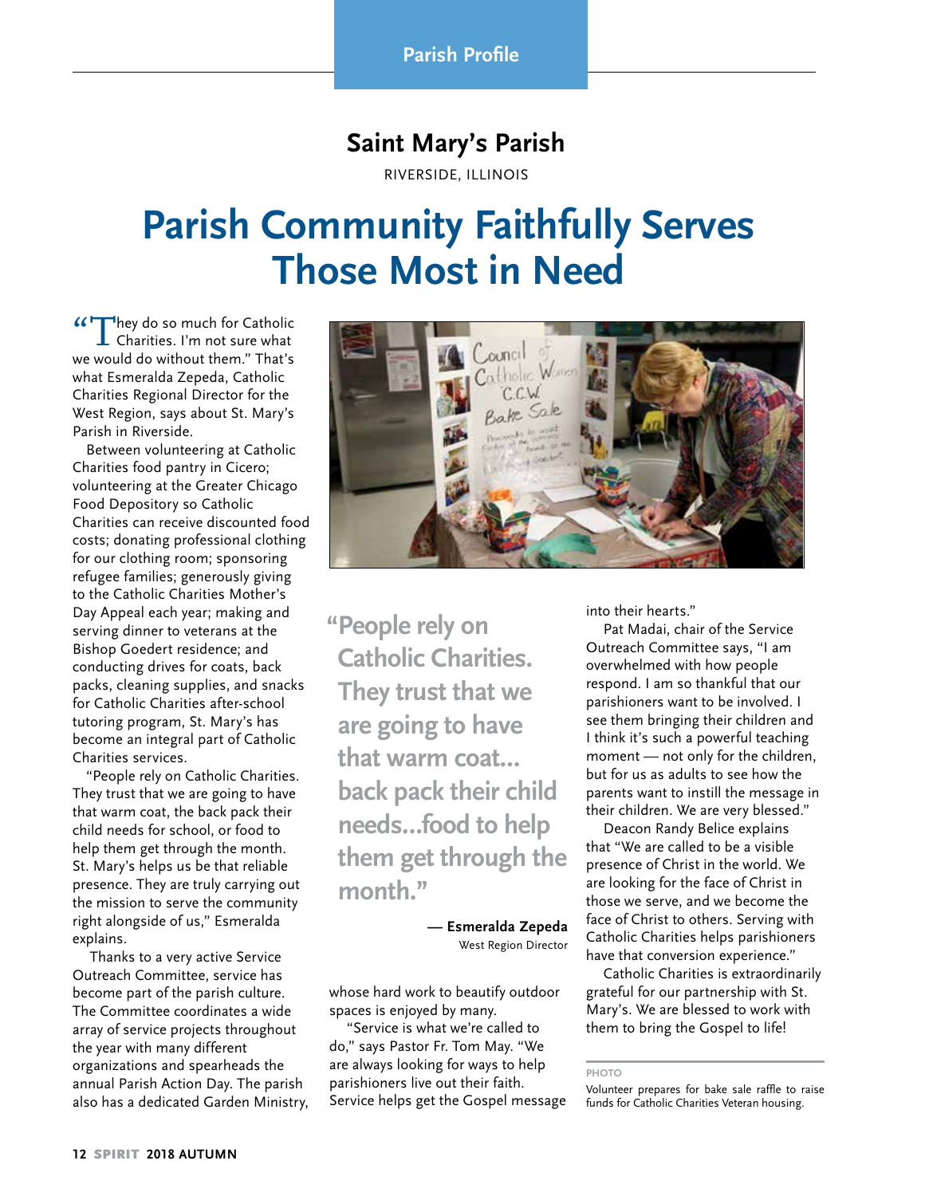Parish Profile

## Saint Mary's Parish

RIVERSIDE, ILLINOIS

# Parish Community Faithfully Serves Those Most in Need

"They do so much for Catholic Charities. I'm not sure what we would do without them." That's what Esmeralda Zepeda, Catholic Charities Regional Director for the West Region, says about St. Mary's Parish in Riverside.

Between volunteering at Catholic Charities food pantry in Cicero; volunteering at the Greater Chicago Food Depository so Catholic Charities can receive discounted food costs; donating professional clothing for our clothing room; sponsoring refugee families; generously giving to the Catholic Charities Mother's Day Appeal each year; making and serving dinner to veterans at the Bishop Goedert residence; and conducting drives for coats, back packs, cleaning supplies, and snacks for Catholic Charities after-school tutoring program, St. Mary's has become an integral part of Catholic Charities services.

"People rely on Catholic Charities. They trust that we are going to have that warm coat, the back pack their child needs for school, or food to help them get through the month. St. Mary's helps us be that reliable presence. They are truly carrying out the mission to serve the community right alongside of us," Esmeralda explains.

Thanks to a very active Service Outreach Committee, service has become part of the parish culture. The Committee coordinates a wide array of service projects throughout the year with many different organizations and spearheads the annual Parish Action Day. The parish also has a dedicated Garden Ministry, whose hard work to beautify outdoor spaces is enjoyed by many.

"Service is what we're called to do," says Pastor Fr. Tom May. "We are always looking for ways to help parishioners live out their faith. Service helps get the Gospel message into their hearts."

Pat Madai, chair of the Service Outreach Committee says, "I am overwhelmed with how people respond. I am so thankful that our parishioners want to be involved. I see them bringing their children and I think it's such a powerful teaching moment — not only for the children, but for us as adults to see how the parents want to instill the message in their children. We are very blessed."

Deacon Randy Belice explains that "We are called to be a visible presence of Christ in the world. We are looking for the face of Christ in those we serve, and we become the face of Christ to others. Serving with Catholic Charities helps parishioners have that conversion experience."

Catholic Charities is extraordinarily grateful for our partnership with St. Mary's. We are blessed to work with them to bring the Gospel to life!

> **"People rely on Catholic Charities. They trust that we are going to have that warm coat... back pack their child needs...food to help them get through the month."**
>
> — **Esmeralda Zepeda**
> West Region Director

PHOTO

Volunteer prepares for bake sale raffle to raise funds for Catholic Charities Veteran housing.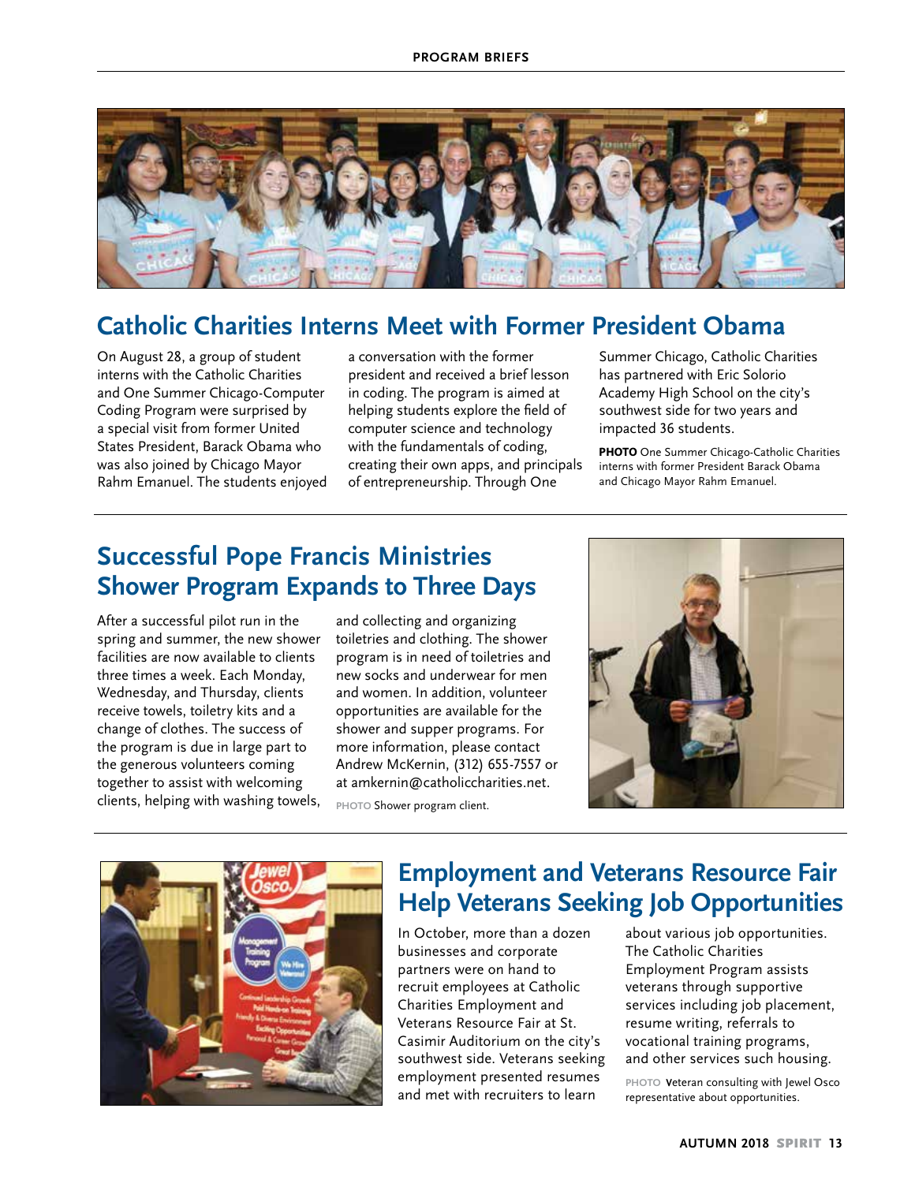## Catholic Charities Interns Meet with Former President Obama

On August 28, a group of student interns with the Catholic Charities and One Summer Chicago-Computer Coding Program were surprised by a special visit from former United States President, Barack Obama who was also joined by Chicago Mayor Rahm Emanuel. The students enjoyed a conversation with the former president and received a brief lesson in coding. The program is aimed at helping students explore the field of computer science and technology with the fundamentals of coding, creating their own apps, and principals of entrepreneurship. Through One Summer Chicago, Catholic Charities has partnered with Eric Solorio Academy High School on the city's southwest side for two years and impacted 36 students.

**PHOTO** One Summer Chicago-Catholic Charities interns with former President Barack Obama and Chicago Mayor Rahm Emanuel.

## Successful Pope Francis Ministries Shower Program Expands to Three Days

After a successful pilot run in the spring and summer, the new shower facilities are now available to clients three times a week. Each Monday, Wednesday, and Thursday, clients receive towels, toiletry kits and a change of clothes. The success of the program is due in large part to the generous volunteers coming together to assist with welcoming clients, helping with washing towels, and collecting and organizing toiletries and clothing. The shower program is in need of toiletries and new socks and underwear for men and women. In addition, volunteer opportunities are available for the shower and supper programs. For more information, please contact Andrew McKernin, (312) 655-7557 or at amkernin@catholiccharities.net.

**PHOTO** Shower program client.

## Employment and Veterans Resource Fair Help Veterans Seeking Job Opportunities

In October, more than a dozen businesses and corporate partners were on hand to recruit employees at Catholic Charities Employment and Veterans Resource Fair at St. Casimir Auditorium on the city's southwest side. Veterans seeking employment presented resumes and met with recruiters to learn about various job opportunities. The Catholic Charities Employment Program assists veterans through supportive services including job placement, resume writing, referrals to vocational training programs, and other services such housing.

**PHOTO** Veteran consulting with Jewel Osco representative about opportunities.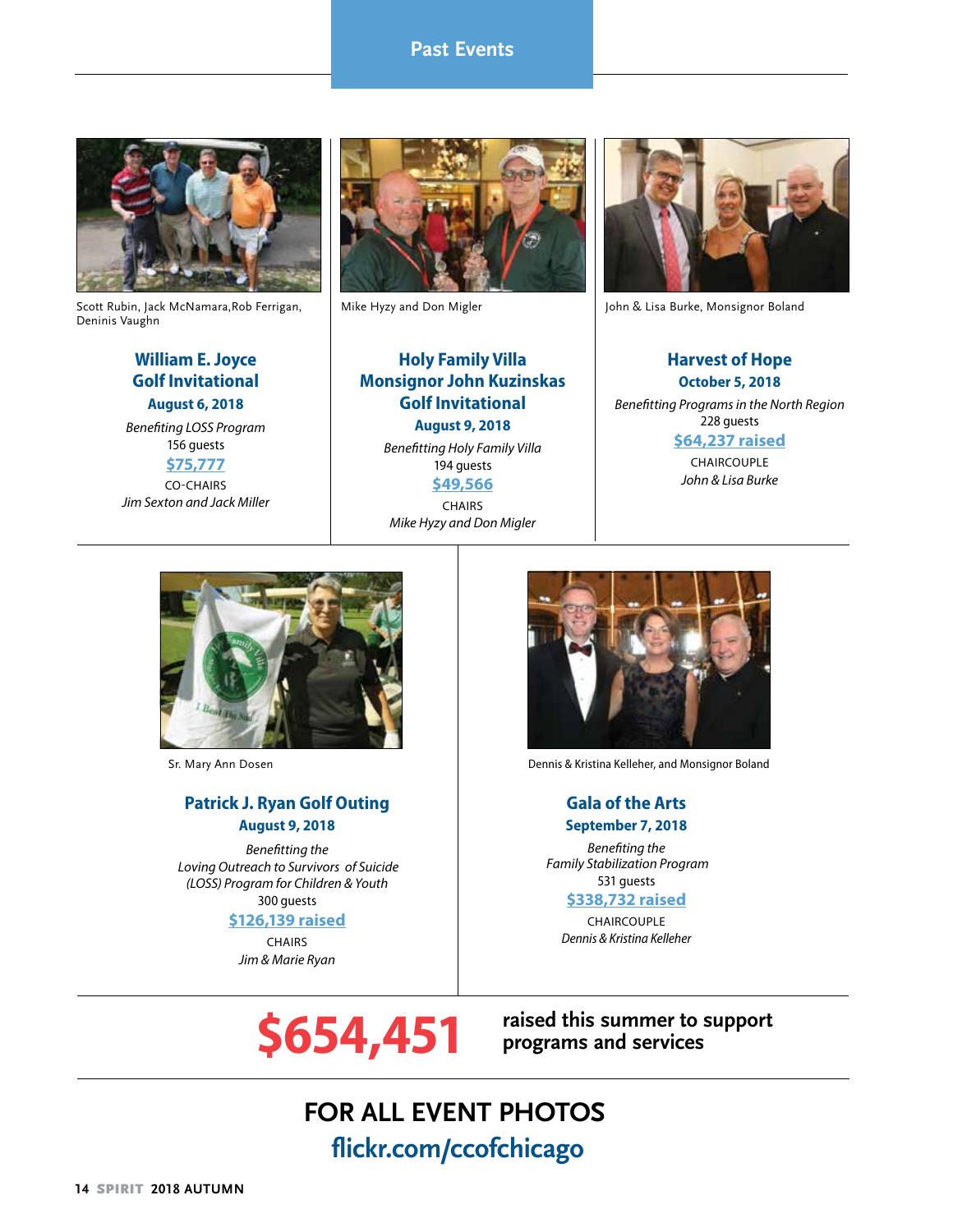## Past Events

Scott Rubin, Jack McNamara,Rob Ferrigan, Deninis Vaughn

### William E. Joyce Golf Invitational

**August 6, 2018**

*Benefiting LOSS Program*

156 guests

**$75,777**

CO-CHAIRS

*Jim Sexton and Jack Miller*

Mike Hyzy and Don Migler

### Holy Family Villa Monsignor John Kuzinskas Golf Invitational

**August 9, 2018**

*Benefitting Holy Family Villa*

194 guests

**$49,566**

CHAIRS

*Mike Hyzy and Don Migler*

John & Lisa Burke, Monsignor Boland

### Harvest of Hope

**October 5, 2018**

*Benefitting Programs in the North Region*

228 guests

**$64,237 raised**

CHAIRCOUPLE

*John & Lisa Burke*

Sr. Mary Ann Dosen

### Patrick J. Ryan Golf Outing

**August 9, 2018**

*Benefitting the Loving Outreach to Survivors of Suicide (LOSS) Program for Children & Youth*

300 guests

**$126,139 raised**

CHAIRS

*Jim & Marie Ryan*

Dennis & Kristina Kelleher, and Monsignor Boland

### Gala of the Arts

**September 7, 2018**

*Benefiting the Family Stabilization Program*

531 guests

**$338,732 raised**

CHAIRCOUPLE

*Dennis & Kristina Kelleher*

**$654,451** **raised this summer to support programs and services**

## FOR ALL EVENT PHOTOS

**flickr.com/ccofchicago**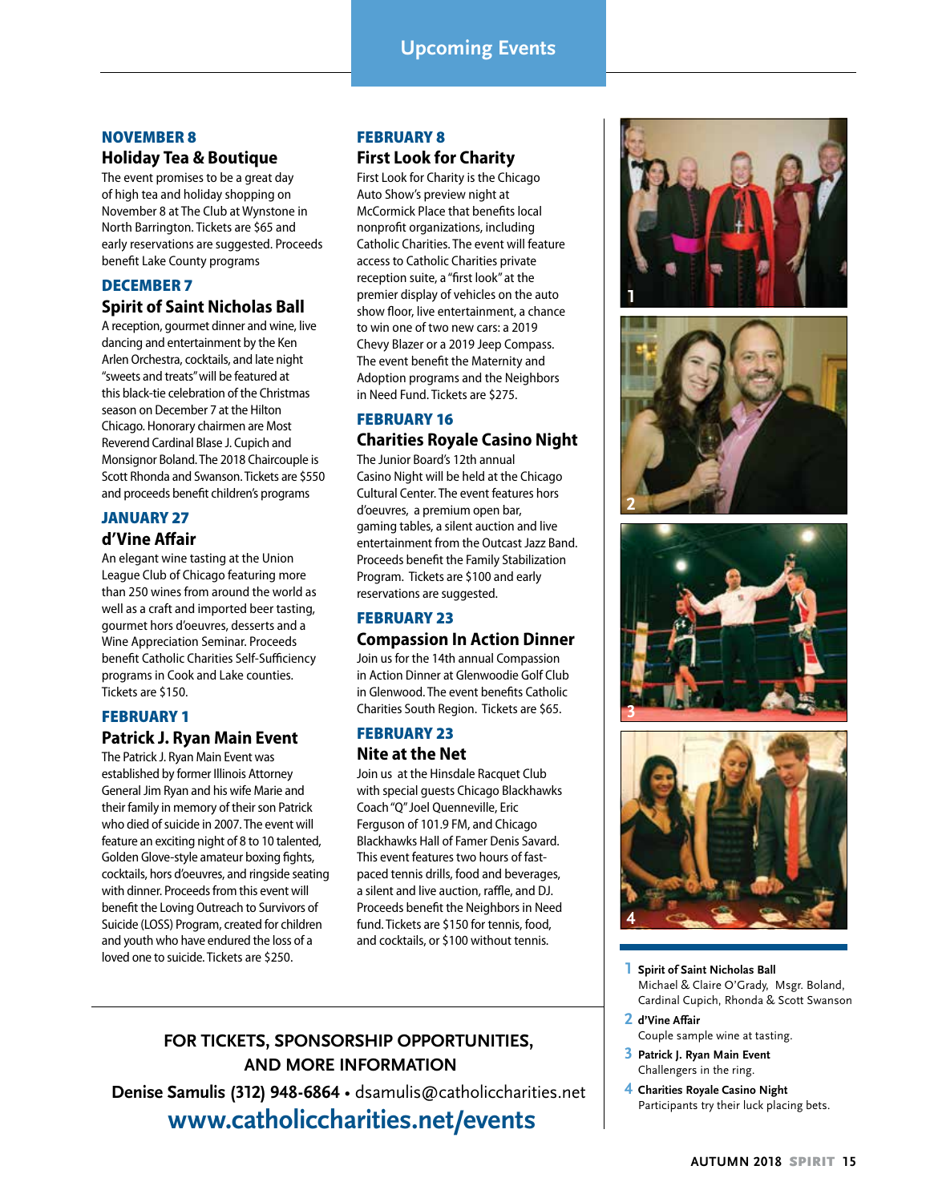# Upcoming Events

## NOVEMBER 8

### Holiday Tea & Boutique

The event promises to be a great day of high tea and holiday shopping on November 8 at The Club at Wynstone in North Barrington. Tickets are $65 and early reservations are suggested. Proceeds benefit Lake County programs

## DECEMBER 7

### Spirit of Saint Nicholas Ball

A reception, gourmet dinner and wine, live dancing and entertainment by the Ken Arlen Orchestra, cocktails, and late night "sweets and treats" will be featured at this black-tie celebration of the Christmas season on December 7 at the Hilton Chicago. Honorary chairmen are Most Reverend Cardinal Blase J. Cupich and Monsignor Boland. The 2018 Chaircouple is Scott Rhonda and Swanson. Tickets are $550 and proceeds benefit children's programs

## JANUARY 27

### d'Vine Affair

An elegant wine tasting at the Union League Club of Chicago featuring more than 250 wines from around the world as well as a craft and imported beer tasting, gourmet hors d'oeuvres, desserts and a Wine Appreciation Seminar. Proceeds benefit Catholic Charities Self-Sufficiency programs in Cook and Lake counties. Tickets are $150.

## FEBRUARY 1

### Patrick J. Ryan Main Event

The Patrick J. Ryan Main Event was established by former Illinois Attorney General Jim Ryan and his wife Marie and their family in memory of their son Patrick who died of suicide in 2007. The event will feature an exciting night of 8 to 10 talented, Golden Glove-style amateur boxing fights, cocktails, hors d'oeuvres, and ringside seating with dinner. Proceeds from this event will benefit the Loving Outreach to Survivors of Suicide (LOSS) Program, created for children and youth who have endured the loss of a loved one to suicide. Tickets are $250.

## FEBRUARY 8

### First Look for Charity

First Look for Charity is the Chicago Auto Show's preview night at McCormick Place that benefits local nonprofit organizations, including Catholic Charities. The event will feature access to Catholic Charities private reception suite, a "first look" at the premier display of vehicles on the auto show floor, live entertainment, a chance to win one of two new cars: a 2019 Chevy Blazer or a 2019 Jeep Compass. The event benefit the Maternity and Adoption programs and the Neighbors in Need Fund. Tickets are $275.

## FEBRUARY 16

### Charities Royale Casino Night

The Junior Board's 12th annual Casino Night will be held at the Chicago Cultural Center. The event features hors d'oeuvres, a premium open bar, gaming tables, a silent auction and live entertainment from the Outcast Jazz Band. Proceeds benefit the Family Stabilization Program. Tickets are $100 and early reservations are suggested.

## FEBRUARY 23

### Compassion In Action Dinner

Join us for the 14th annual Compassion in Action Dinner at Glenwoodie Golf Club in Glenwood. The event benefits Catholic Charities South Region. Tickets are $65.

## FEBRUARY 23

### Nite at the Net

Join us at the Hinsdale Racquet Club with special guests Chicago Blackhawks Coach "Q" Joel Quenneville, Eric Ferguson of 101.9 FM, and Chicago Blackhawks Hall of Famer Denis Savard. This event features two hours of fast-paced tennis drills, food and beverages, a silent and live auction, raffle, and DJ. Proceeds benefit the Neighbors in Need fund. Tickets are $150 for tennis, food, and cocktails, or $100 without tennis.

**1 Spirit of Saint Nicholas Ball**
Michael & Claire O'Grady, Msgr. Boland, Cardinal Cupich, Rhonda & Scott Swanson

**2 d'Vine Affair**
Couple sample wine at tasting.

**3 Patrick J. Ryan Main Event**
Challengers in the ring.

**4 Charities Royale Casino Night**
Participants try their luck placing bets.

**FOR TICKETS, SPONSORSHIP OPPORTUNITIES, AND MORE INFORMATION**

**Denise Samulis (312) 948-6864** • dsamulis@catholiccharities.net

**www.catholiccharities.net/events**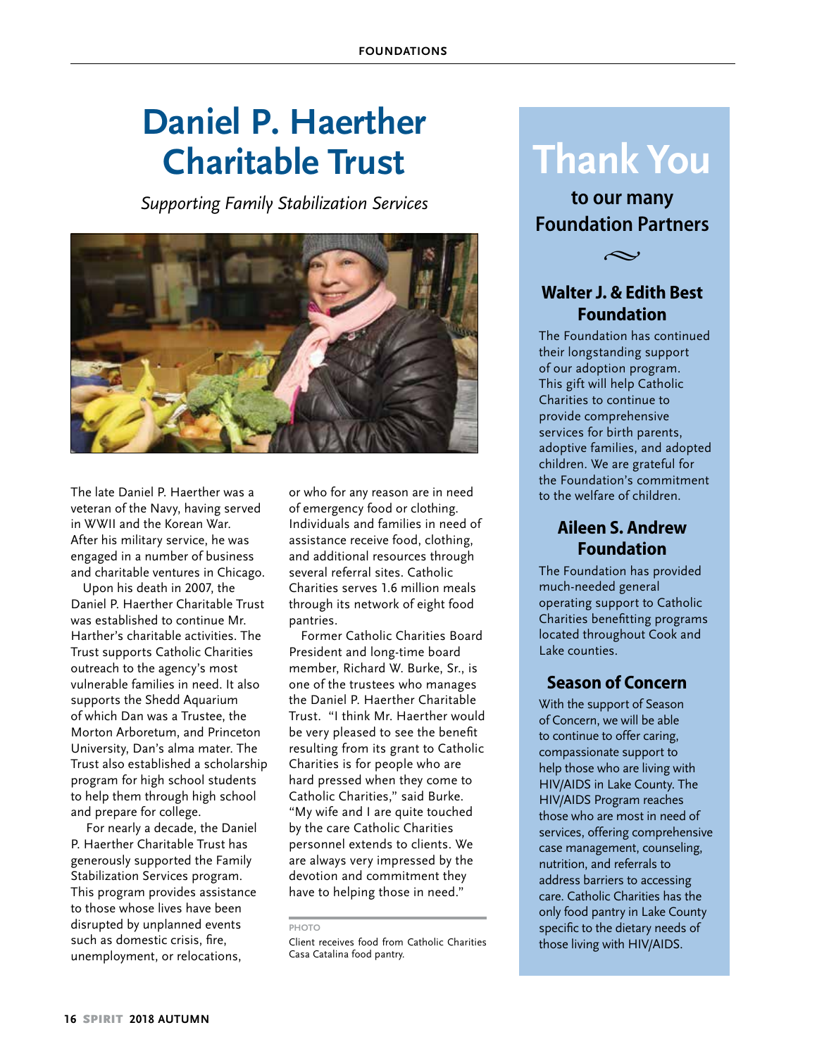# Daniel P. Haerther Charitable Trust

*Supporting Family Stabilization Services*

The late Daniel P. Haerther was a veteran of the Navy, having served in WWII and the Korean War. After his military service, he was engaged in a number of business and charitable ventures in Chicago.

Upon his death in 2007, the Daniel P. Haerther Charitable Trust was established to continue Mr. Harther's charitable activities. The Trust supports Catholic Charities outreach to the agency's most vulnerable families in need. It also supports the Shedd Aquarium of which Dan was a Trustee, the Morton Arboretum, and Princeton University, Dan's alma mater. The Trust also established a scholarship program for high school students to help them through high school and prepare for college.

For nearly a decade, the Daniel P. Haerther Charitable Trust has generously supported the Family Stabilization Services program. This program provides assistance to those whose lives have been disrupted by unplanned events such as domestic crisis, fire, unemployment, or relocations, or who for any reason are in need of emergency food or clothing. Individuals and families in need of assistance receive food, clothing, and additional resources through several referral sites. Catholic Charities serves 1.6 million meals through its network of eight food pantries.

Former Catholic Charities Board President and long-time board member, Richard W. Burke, Sr., is one of the trustees who manages the Daniel P. Haerther Charitable Trust. "I think Mr. Haerther would be very pleased to see the benefit resulting from its grant to Catholic Charities is for people who are hard pressed when they come to Catholic Charities," said Burke. "My wife and I are quite touched by the care Catholic Charities personnel extends to clients. We are always very impressed by the devotion and commitment they have to helping those in need."

PHOTO

Client receives food from Catholic Charities Casa Catalina food pantry.

# Thank You

## to our many Foundation Partners

### Walter J. & Edith Best Foundation

The Foundation has continued their longstanding support of our adoption program. This gift will help Catholic Charities to continue to provide comprehensive services for birth parents, adoptive families, and adopted children. We are grateful for the Foundation's commitment to the welfare of children.

### Aileen S. Andrew Foundation

The Foundation has provided much-needed general operating support to Catholic Charities benefitting programs located throughout Cook and Lake counties.

### Season of Concern

With the support of Season of Concern, we will be able to continue to offer caring, compassionate support to help those who are living with HIV/AIDS in Lake County. The HIV/AIDS Program reaches those who are most in need of services, offering comprehensive case management, counseling, nutrition, and referrals to address barriers to accessing care. Catholic Charities has the only food pantry in Lake County specific to the dietary needs of those living with HIV/AIDS.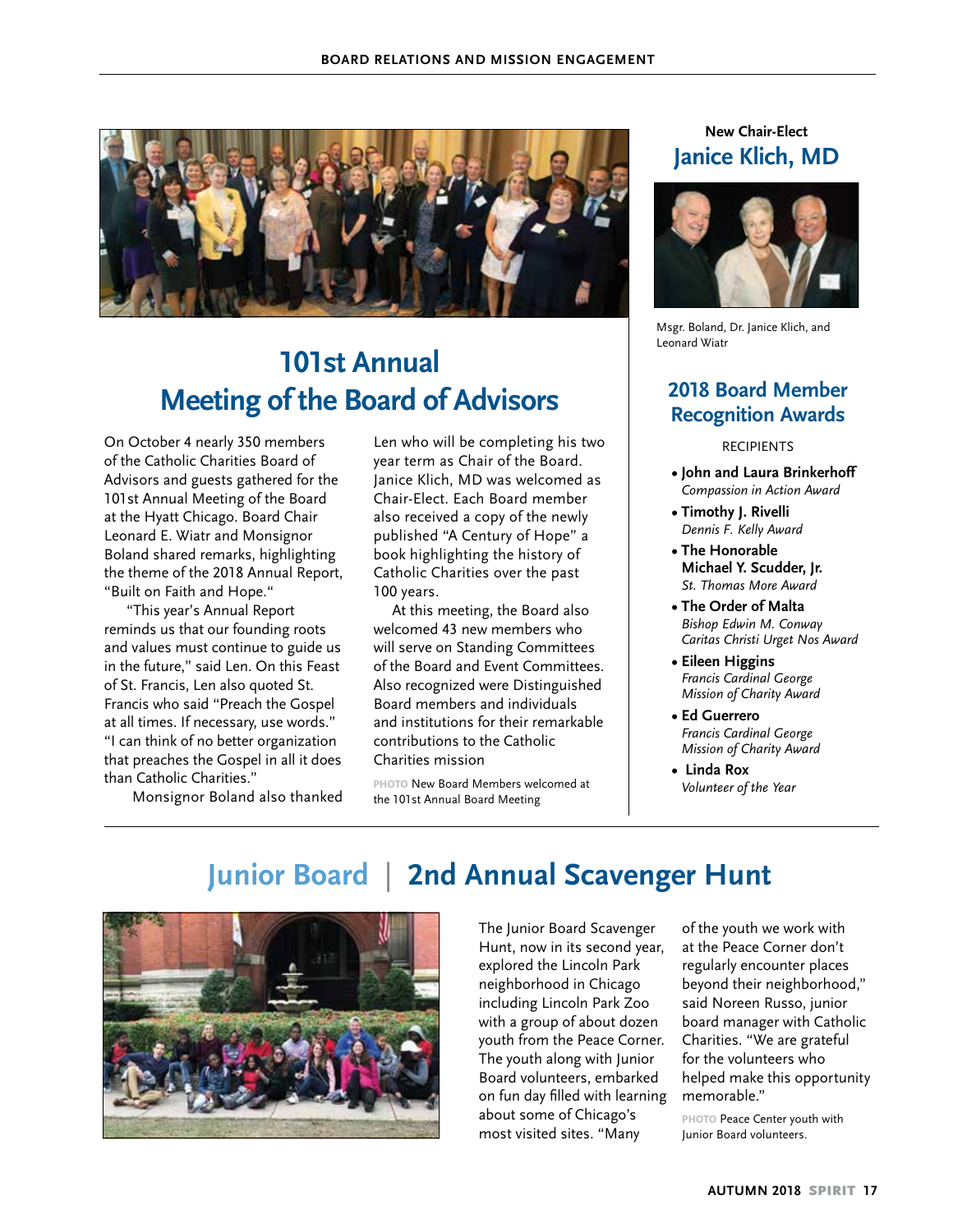# 101st Annual Meeting of the Board of Advisors

On October 4 nearly 350 members of the Catholic Charities Board of Advisors and guests gathered for the 101st Annual Meeting of the Board at the Hyatt Chicago. Board Chair Leonard E. Wiatr and Monsignor Boland shared remarks, highlighting the theme of the 2018 Annual Report, "Built on Faith and Hope."

"This year's Annual Report reminds us that our founding roots and values must continue to guide us in the future," said Len. On this Feast of St. Francis, Len also quoted St. Francis who said "Preach the Gospel at all times. If necessary, use words." "I can think of no better organization that preaches the Gospel in all it does than Catholic Charities."

Monsignor Boland also thanked Len who will be completing his two year term as Chair of the Board. Janice Klich, MD was welcomed as Chair-Elect. Each Board member also received a copy of the newly published "A Century of Hope" a book highlighting the history of Catholic Charities over the past 100 years.

At this meeting, the Board also welcomed 43 new members who will serve on Standing Committees of the Board and Event Committees. Also recognized were Distinguished Board members and individuals and institutions for their remarkable contributions to the Catholic Charities mission

PHOTO New Board Members welcomed at the 101st Annual Board Meeting

## New Chair-Elect Janice Klich, MD

Msgr. Boland, Dr. Janice Klich, and Leonard Wiatr

## 2018 Board Member Recognition Awards

RECIPIENTS

- **John and Laura Brinkerhoff**
  *Compassion in Action Award*
- **Timothy J. Rivelli**
  *Dennis F. Kelly Award*
- **The Honorable Michael Y. Scudder, Jr.**
  *St. Thomas More Award*
- **The Order of Malta**
  *Bishop Edwin M. Conway Caritas Christi Urget Nos Award*
- **Eileen Higgins**
  *Francis Cardinal George Mission of Charity Award*
- **Ed Guerrero**
  *Francis Cardinal George Mission of Charity Award*
- **Linda Rox**
  *Volunteer of the Year*

# Junior Board | 2nd Annual Scavenger Hunt

The Junior Board Scavenger Hunt, now in its second year, explored the Lincoln Park neighborhood in Chicago including Lincoln Park Zoo with a group of about dozen youth from the Peace Corner. The youth along with Junior Board volunteers, embarked on fun day filled with learning about some of Chicago's most visited sites. "Many of the youth we work with at the Peace Corner don't regularly encounter places beyond their neighborhood," said Noreen Russo, junior board manager with Catholic Charities. "We are grateful for the volunteers who helped make this opportunity memorable."

PHOTO Peace Center youth with Junior Board volunteers.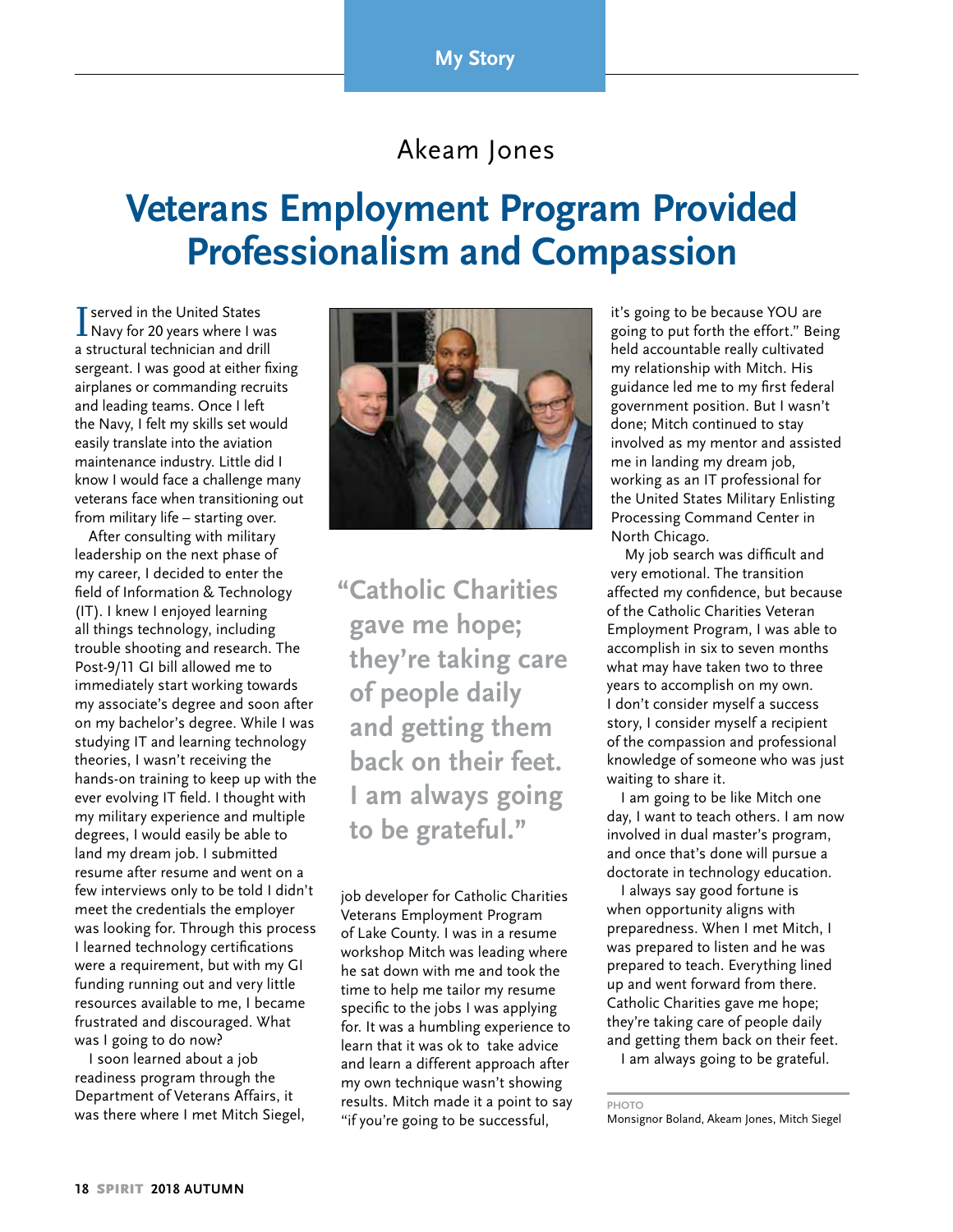My Story

Akeam Jones

# Veterans Employment Program Provided Professionalism and Compassion

I served in the United States Navy for 20 years where I was a structural technician and drill sergeant. I was good at either fixing airplanes or commanding recruits and leading teams. Once I left the Navy, I felt my skills set would easily translate into the aviation maintenance industry. Little did I know I would face a challenge many veterans face when transitioning out from military life – starting over.

After consulting with military leadership on the next phase of my career, I decided to enter the field of Information & Technology (IT). I knew I enjoyed learning all things technology, including trouble shooting and research. The Post-9/11 GI bill allowed me to immediately start working towards my associate's degree and soon after on my bachelor's degree. While I was studying IT and learning technology theories, I wasn't receiving the hands-on training to keep up with the ever evolving IT field. I thought with my military experience and multiple degrees, I would easily be able to land my dream job. I submitted resume after resume and went on a few interviews only to be told I didn't meet the credentials the employer was looking for. Through this process I learned technology certifications were a requirement, but with my GI funding running out and very little resources available to me, I became frustrated and discouraged. What was I going to do now?

I soon learned about a job readiness program through the Department of Veterans Affairs, it was there where I met Mitch Siegel, job developer for Catholic Charities Veterans Employment Program of Lake County. I was in a resume workshop Mitch was leading where he sat down with me and took the time to help me tailor my resume specific to the jobs I was applying for. It was a humbling experience to learn that it was ok to take advice and learn a different approach after my own technique wasn't showing results. Mitch made it a point to say "if you're going to be successful, it's going to be because YOU are going to put forth the effort." Being held accountable really cultivated my relationship with Mitch. His guidance led me to my first federal government position. But I wasn't done; Mitch continued to stay involved as my mentor and assisted me in landing my dream job, working as an IT professional for the United States Military Enlisting Processing Command Center in North Chicago.

> **"Catholic Charities gave me hope; they're taking care of people daily and getting them back on their feet. I am always going to be grateful."**

My job search was difficult and very emotional. The transition affected my confidence, but because of the Catholic Charities Veteran Employment Program, I was able to accomplish in six to seven months what may have taken two to three years to accomplish on my own. I don't consider myself a success story, I consider myself a recipient of the compassion and professional knowledge of someone who was just waiting to share it.

I am going to be like Mitch one day, I want to teach others. I am now involved in dual master's program, and once that's done will pursue a doctorate in technology education.

I always say good fortune is when opportunity aligns with preparedness. When I met Mitch, I was prepared to listen and he was prepared to teach. Everything lined up and went forward from there. Catholic Charities gave me hope; they're taking care of people daily and getting them back on their feet.

I am always going to be grateful.

PHOTO
Monsignor Boland, Akeam Jones, Mitch Siegel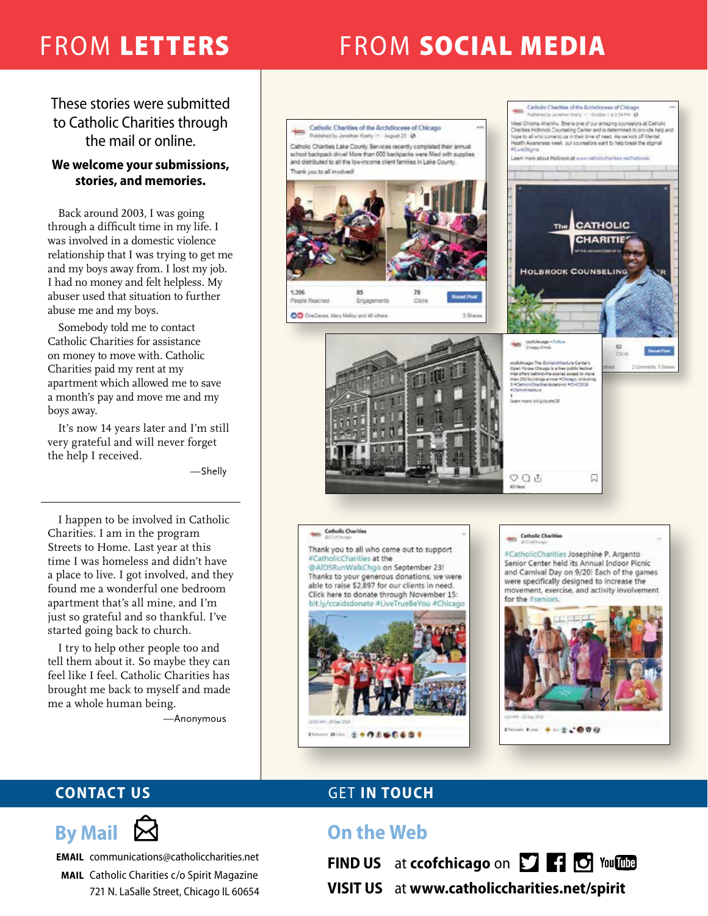# FROM LETTERS

These stories were submitted to Catholic Charities through the mail or online.

**We welcome your submissions, stories, and memories.**

Back around 2003, I was going through a difficult time in my life. I was involved in a domestic violence relationship that I was trying to get me and my boys away from. I lost my job. I had no money and felt helpless. My abuser used that situation to further abuse me and my boys.

Somebody told me to contact Catholic Charities for assistance on money to move with. Catholic Charities paid my rent at my apartment which allowed me to save a month's pay and move me and my boys away.

It's now 14 years later and I'm still very grateful and will never forget the help I received.

—Shelly

---

I happen to be involved in Catholic Charities. I am in the program Streets to Home. Last year at this time I was homeless and didn't have a place to live. I got involved, and they found me a wonderful one bedroom apartment that's all mine, and I'm just so grateful and so thankful. I've started going back to church.

I try to help other people too and tell them about it. So maybe they can feel like I feel. Catholic Charities has brought me back to myself and made me a whole human being.

—Anonymous

# FROM SOCIAL MEDIA

Catholic Charities of the Archdiocese of Chicago

Catholic Charities Lake County Services recently completed their annual school backpack drive! More than 600 backpacks were filled with supplies and distributed to all the low-income client families in Lake County. Thank you to all involved!

Catholic Charities of the Archdiocese of Chicago

Meet Chioma Ahanihu. She is one of our amazing counselors at Catholic Charities Holbrook Counseling Center and is determined to provide help and hope to all who come to us in their time of need. As we kick off Mental Health Awareness week, our counselors want to help break the stigma #CureStigma

ccofchicago

ccofchicago The Chicago Architecture Center's Open House Chicago is a free public festival that offers behind-the-scenes access to more than 250 buildings across #Chicago, including 3 #CatholicCharities locations! #OHC2018 #ChiArchitecture

Catholic Charities @CCofChicago

Thank you to all who came out to support #CatholicCharities at the @AIDSRunWalkChgo on September 23! Thanks to your generous donations, we were able to raise $2,897 for our clients in need. Click here to donate through November 15: bit.ly/ccaidsdonate #LiveTrueBeYou #Chicago

Catholic Charities @CCofChicago

#CatholicCharities Josephine P. Argento Senior Center held its Annual Indoor Picnic and Carnival Day on 9/20! Each of the games were specifically designed to increase the movement, exercise, and activity involvement for the #seniors.

## CONTACT US

### By Mail

**EMAIL** communications@catholiccharities.net

**MAIL** Catholic Charities c/o Spirit Magazine
721 N. LaSalle Street, Chicago IL 60654

## GET IN TOUCH

### On the Web

**FIND US** at **ccofchicago** on Twitter, Facebook, Instagram, YouTube

**VISIT US** at **www.catholiccharities.net/spirit**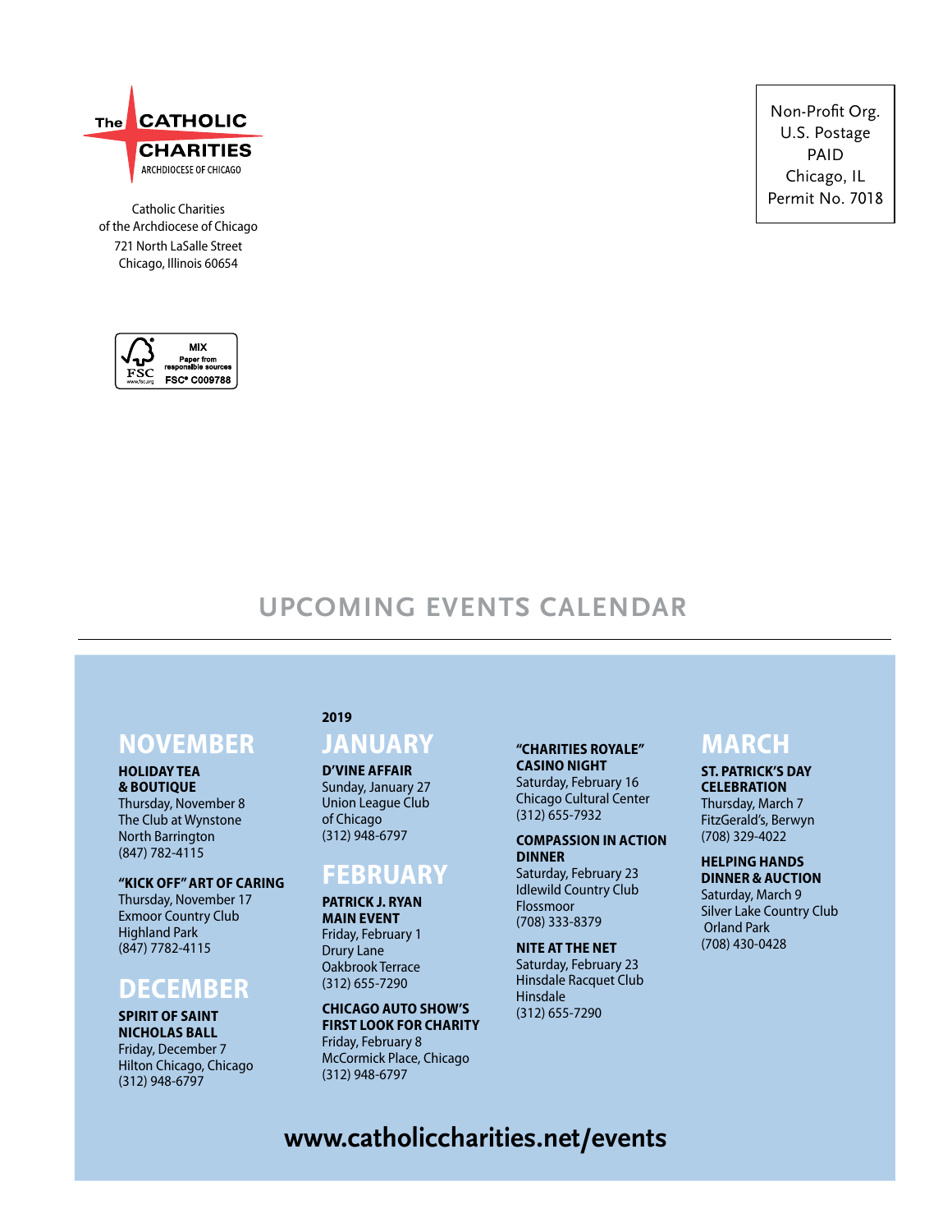The CATHOLIC CHARITIES
ARCHDIOCESE OF CHICAGO

Catholic Charities
of the Archdiocese of Chicago
721 North LaSalle Street
Chicago, Illinois 60654

Non-Profit Org.
U.S. Postage
PAID
Chicago, IL
Permit No. 7018

MIX
Paper from responsible sources
FSC® C009788

## UPCOMING EVENTS CALENDAR

### NOVEMBER

**HOLIDAY TEA & BOUTIQUE**
Thursday, November 8
The Club at Wynstone
North Barrington
(847) 782-4115

**"KICK OFF" ART OF CARING**
Thursday, November 17
Exmoor Country Club
Highland Park
(847) 7782-4115

### DECEMBER

**SPIRIT OF SAINT NICHOLAS BALL**
Friday, December 7
Hilton Chicago, Chicago
(312) 948-6797

**2019**

### JANUARY

**D'VINE AFFAIR**
Sunday, January 27
Union League Club of Chicago
(312) 948-6797

### FEBRUARY

**PATRICK J. RYAN MAIN EVENT**
Friday, February 1
Drury Lane
Oakbrook Terrace
(312) 655-7290

**CHICAGO AUTO SHOW'S FIRST LOOK FOR CHARITY**
Friday, February 8
McCormick Place, Chicago
(312) 948-6797

**"CHARITIES ROYALE" CASINO NIGHT**
Saturday, February 16
Chicago Cultural Center
(312) 655-7932

**COMPASSION IN ACTION DINNER**
Saturday, February 23
Idlewild Country Club
Flossmoor
(708) 333-8379

**NITE AT THE NET**
Saturday, February 23
Hinsdale Racquet Club
Hinsdale
(312) 655-7290

### MARCH

**ST. PATRICK'S DAY CELEBRATION**
Thursday, March 7
FitzGerald's, Berwyn
(708) 329-4022

**HELPING HANDS DINNER & AUCTION**
Saturday, March 9
Silver Lake Country Club
Orland Park
(708) 430-0428

**www.catholiccharities.net/events**